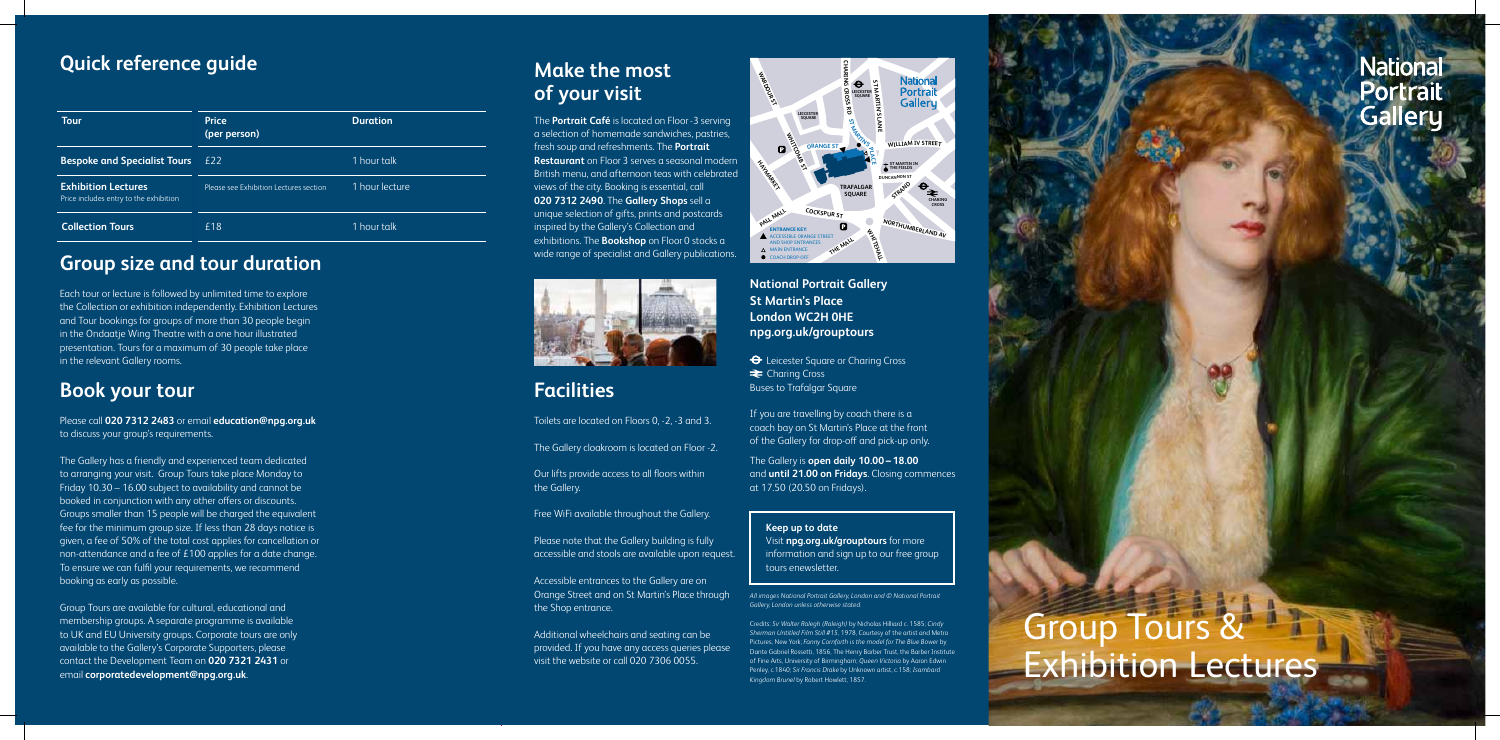## Quick reference guide

| Tour | Price (per person) | Duration |
|---|---|---|
| **Bespoke and Specialist Tours** | £22 | 1 hour talk |
| **Exhibition Lectures** Price includes entry to the exhibition | Please see Exhibition Lectures section | 1 hour lecture |
| **Collection Tours** | £18 | 1 hour talk |

## Group size and tour duration

Each tour or lecture is followed by unlimited time to explore the Collection or exhibition independently. Exhibition Lectures and Tour bookings for groups of more than 30 people begin in the Ondaatje Wing Theatre with a one hour illustrated presentation. Tours for a maximum of 30 people take place in the relevant Gallery rooms.

## Book your tour

Please call **020 7312 2483** or email **education@npg.org.uk** to discuss your group's requirements.

The Gallery has a friendly and experienced team dedicated to arranging your visit. Group Tours take place Monday to Friday 10.30 – 16.00 subject to availability and cannot be booked in conjunction with any other offers or discounts. Groups smaller than 15 people will be charged the equivalent fee for the minimum group size. If less than 28 days notice is given, a fee of 50% of the total cost applies for cancellation or non-attendance and a fee of £100 applies for a date change. To ensure we can fulfil your requirements, we recommend booking as early as possible.

Group Tours are available for cultural, educational and membership groups. A separate programme is available to UK and EU University groups. Corporate tours are only available to the Gallery's Corporate Supporters, please contact the Development Team on **020 7321 2431** or email **corporatedevelopment@npg.org.uk**.

## Make the most of your visit

The **Portrait Café** is located on Floor -3 serving a selection of homemade sandwiches, pastries, fresh soup and refreshments. The **Portrait Restaurant** on Floor 3 serves a seasonal modern British menu, and afternoon teas with celebrated views of the city. Booking is essential, call **020 7312 2490**. The **Gallery Shops** sell a unique selection of gifts, prints and postcards inspired by the Gallery's Collection and exhibitions. The **Bookshop** on Floor 0 stocks a wide range of specialist and Gallery publications.

## Facilities

Toilets are located on Floors 0, -2, -3 and 3.

The Gallery cloakroom is located on Floor -2.

Our lifts provide access to all floors within the Gallery.

Free WiFi available throughout the Gallery.

Please note that the Gallery building is fully accessible and stools are available upon request.

Accessible entrances to the Gallery are on Orange Street and on St Martin's Place through the Shop entrance.

Additional wheelchairs and seating can be provided. If you have any access queries please visit the website or call 020 7306 0055.

**National Portrait Gallery**
**St Martin's Place**
**London WC2H 0HE**
**npg.org.uk/grouptours**

Leicester Square or Charing Cross
Charing Cross
Buses to Trafalgar Square

If you are travelling by coach there is a coach bay on St Martin's Place at the front of the Gallery for drop-off and pick-up only.

The Gallery is **open daily 10.00 – 18.00** and **until 21.00 on Fridays**. Closing commences at 17.50 (20.50 on Fridays).

**Keep up to date**
Visit **npg.org.uk/grouptours** for more information and sign up to our free group tours enewsletter.

*All images National Portrait Gallery, London and © National Portrait Gallery, London unless otherwise stated.*

Credits: *Sir Walter Ralegh (Raleigh)* by Nicholas Hilliard c. 1585; *Cindy Sherman Untitled Film Still #15*, 1978, Courtesy of the artist and Metro Pictures, New York; *Fanny Cornforth is the model for The Blue Bower* by Dante Gabriel Rossetti, 1856. The Henry Barber Trust, the Barber Institute of Fine Arts, University of Birmingham; *Queen Victoria* by Aaron Edwin Penley, c.1840; *Sir Francis Drake* by Unknown artist, c.158; *Isambard Kingdom Brunel* by Robert Howlett, 1857.

# National Portrait Gallery

# Group Tours & Exhibition Lectures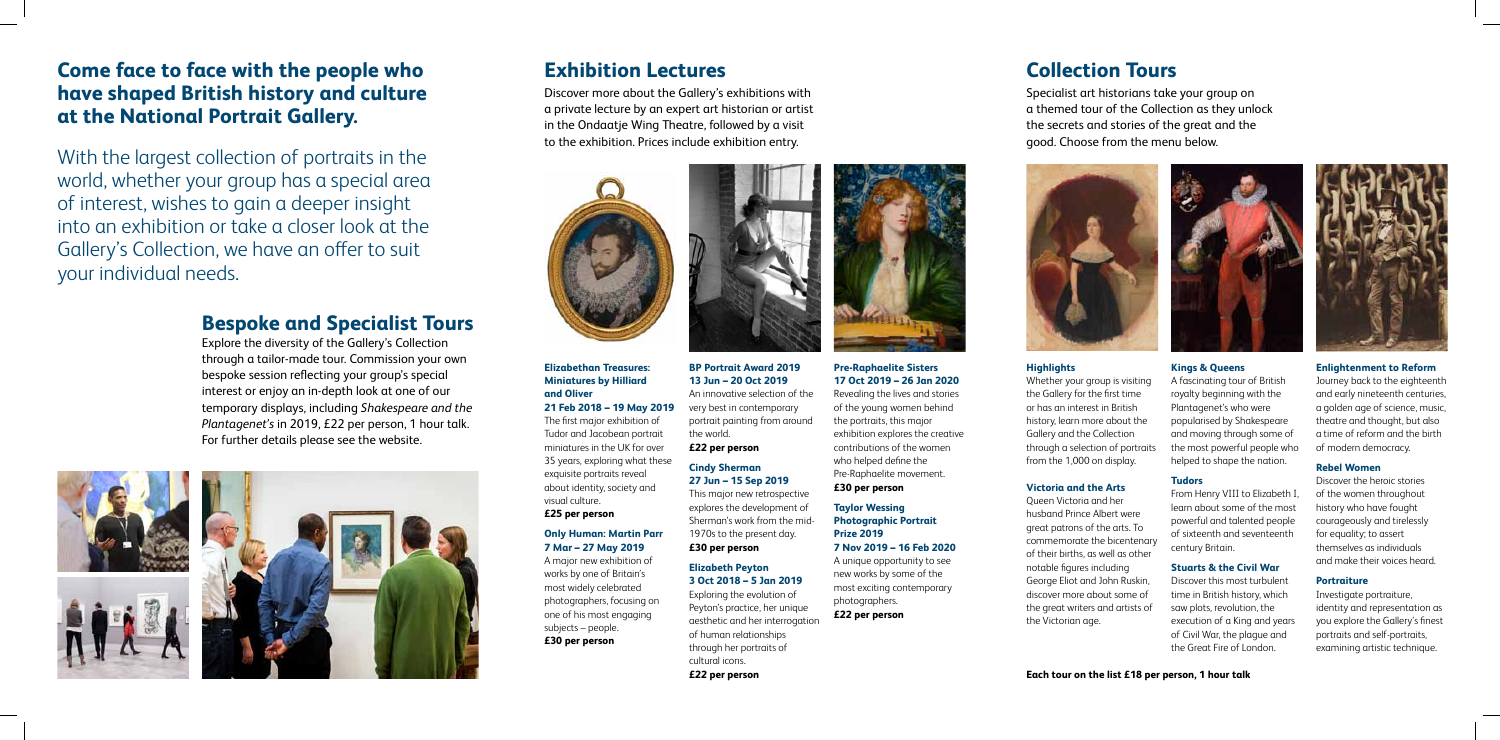## Come face to face with the people who have shaped British history and culture at the National Portrait Gallery.

With the largest collection of portraits in the world, whether your group has a special area of interest, wishes to gain a deeper insight into an exhibition or take a closer look at the Gallery's Collection, we have an offer to suit your individual needs.

## Bespoke and Specialist Tours

Explore the diversity of the Gallery's Collection through a tailor-made tour. Commission your own bespoke session reflecting your group's special interest or enjoy an in-depth look at one of our temporary displays, including *Shakespeare and the Plantagenet's* in 2019, £22 per person, 1 hour talk. For further details please see the website.

## Exhibition Lectures

Discover more about the Gallery's exhibitions with a private lecture by an expert art historian or artist in the Ondaatje Wing Theatre, followed by a visit to the exhibition. Prices include exhibition entry.

### Elizabethan Treasures: Miniatures by Hilliard and Oliver
**21 Feb 2018 – 19 May 2019**

The first major exhibition of Tudor and Jacobean portrait miniatures in the UK for over 35 years, exploring what these exquisite portraits reveal about identity, society and visual culture.

**£25 per person**

### Only Human: Martin Parr
**7 Mar – 27 May 2019**

A major new exhibition of works by one of Britain's most widely celebrated photographers, focusing on one of his most engaging subjects – people.

**£30 per person**

### BP Portrait Award 2019
**13 Jun – 20 Oct 2019**

An innovative selection of the very best in contemporary portrait painting from around the world.

**£22 per person**

### Cindy Sherman
**27 Jun – 15 Sep 2019**

This major new retrospective explores the development of Sherman's work from the mid-1970s to the present day.

**£30 per person**

### Elizabeth Peyton
**3 Oct 2018 – 5 Jan 2019**

Exploring the evolution of Peyton's practice, her unique aesthetic and her interrogation of human relationships through her portraits of cultural icons.

**£22 per person**

### Pre-Raphaelite Sisters
**17 Oct 2019 – 26 Jan 2020**

Revealing the lives and stories of the young women behind the portraits, this major exhibition explores the creative contributions of the women who helped define the Pre-Raphaelite movement.

**£30 per person**

### Taylor Wessing Photographic Portrait Prize 2019
**7 Nov 2019 – 16 Feb 2020**

A unique opportunity to see new works by some of the most exciting contemporary photographers.

**£22 per person**

## Collection Tours

Specialist art historians take your group on a themed tour of the Collection as they unlock the secrets and stories of the great and the good. Choose from the menu below.

### Highlights

Whether your group is visiting the Gallery for the first time or has an interest in British history, learn more about the Gallery and the Collection through a selection of portraits from the 1,000 on display.

### Victoria and the Arts

Queen Victoria and her husband Prince Albert were great patrons of the arts. To commemorate the bicentenary of their births, as well as other notable figures including George Eliot and John Ruskin, discover more about some of the great writers and artists of the Victorian age.

### Kings & Queens

A fascinating tour of British royalty beginning with the Plantagenet's who were popularised by Shakespeare and moving through some of the most powerful people who helped to shape the nation.

### Tudors

From Henry VIII to Elizabeth I, learn about some of the most powerful and talented people of sixteenth and seventeenth century Britain.

### Stuarts & the Civil War

Discover this most turbulent time in British history, which saw plots, revolution, the execution of a King and years of Civil War, the plague and the Great Fire of London.

### Enlightenment to Reform

Journey back to the eighteenth and early nineteenth centuries, a golden age of science, music, theatre and thought, but also a time of reform and the birth of modern democracy.

### Rebel Women

Discover the heroic stories of the women throughout history who have fought courageously and tirelessly for equality; to assert themselves as individuals and make their voices heard.

### Portraiture

Investigate portraiture, identity and representation as you explore the Gallery's finest portraits and self-portraits, examining artistic technique.

**Each tour on the list £18 per person, 1 hour talk**